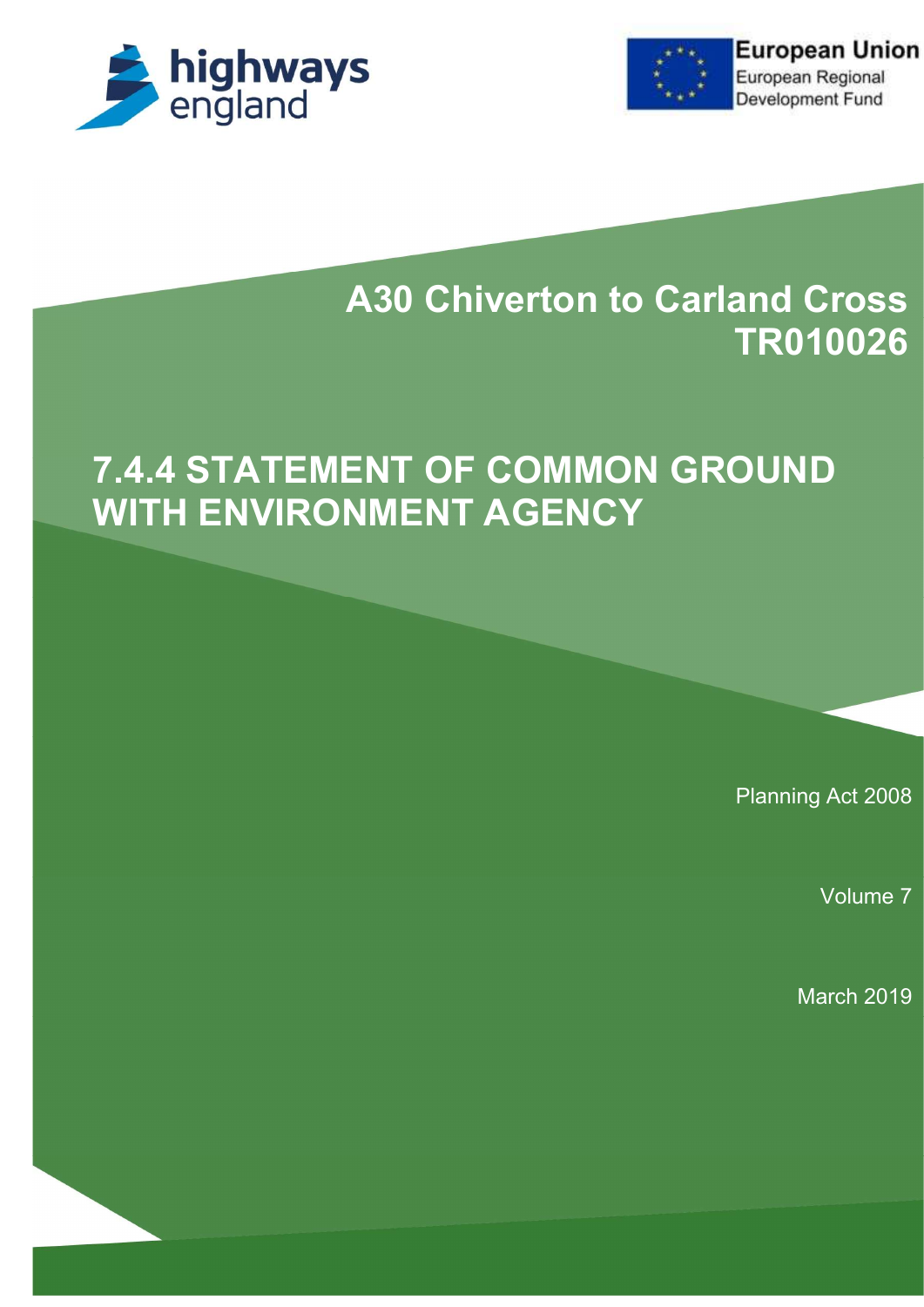highways england

European Union
European Regional Development Fund

# A30 Chiverton to Carland Cross TR010026

# 7.4.4 STATEMENT OF COMMON GROUND WITH ENVIRONMENT AGENCY

Planning Act 2008

Volume 7

March 2019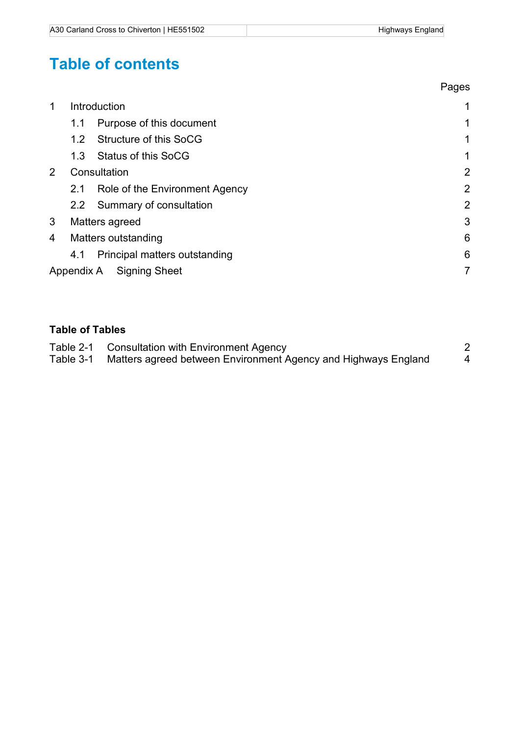# Table of contents

| | | Pages |
|---|---|---|
| 1 | Introduction | 1 |
| | 1.1 Purpose of this document | 1 |
| | 1.2 Structure of this SoCG | 1 |
| | 1.3 Status of this SoCG | 1 |
| 2 | Consultation | 2 |
| | 2.1 Role of the Environment Agency | 2 |
| | 2.2 Summary of consultation | 2 |
| 3 | Matters agreed | 3 |
| 4 | Matters outstanding | 6 |
| | 4.1 Principal matters outstanding | 6 |
| Appendix A | Signing Sheet | 7 |

**Table of Tables**

| | | |
|---|---|---|
| Table 2-1 | Consultation with Environment Agency | 2 |
| Table 3-1 | Matters agreed between Environment Agency and Highways England | 4 |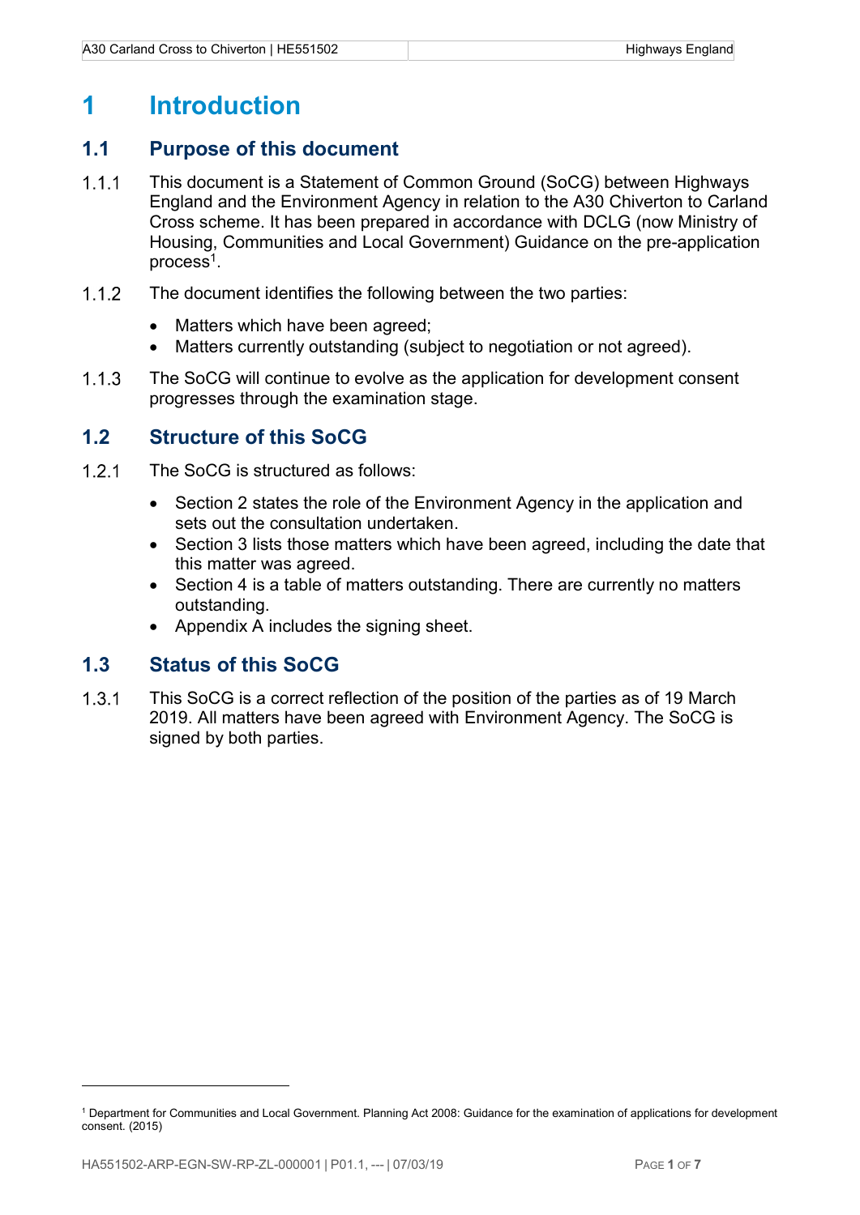# 1 Introduction

## 1.1 Purpose of this document

1.1.1 This document is a Statement of Common Ground (SoCG) between Highways England and the Environment Agency in relation to the A30 Chiverton to Carland Cross scheme. It has been prepared in accordance with DCLG (now Ministry of Housing, Communities and Local Government) Guidance on the pre-application process[1].

1.1.2 The document identifies the following between the two parties:

- Matters which have been agreed;
- Matters currently outstanding (subject to negotiation or not agreed).

1.1.3 The SoCG will continue to evolve as the application for development consent progresses through the examination stage.

## 1.2 Structure of this SoCG

1.2.1 The SoCG is structured as follows:

- Section 2 states the role of the Environment Agency in the application and sets out the consultation undertaken.
- Section 3 lists those matters which have been agreed, including the date that this matter was agreed.
- Section 4 is a table of matters outstanding. There are currently no matters outstanding.
- Appendix A includes the signing sheet.

## 1.3 Status of this SoCG

1.3.1 This SoCG is a correct reflection of the position of the parties as of 19 March 2019. All matters have been agreed with Environment Agency. The SoCG is signed by both parties.

[1] Department for Communities and Local Government. Planning Act 2008: Guidance for the examination of applications for development consent. (2015)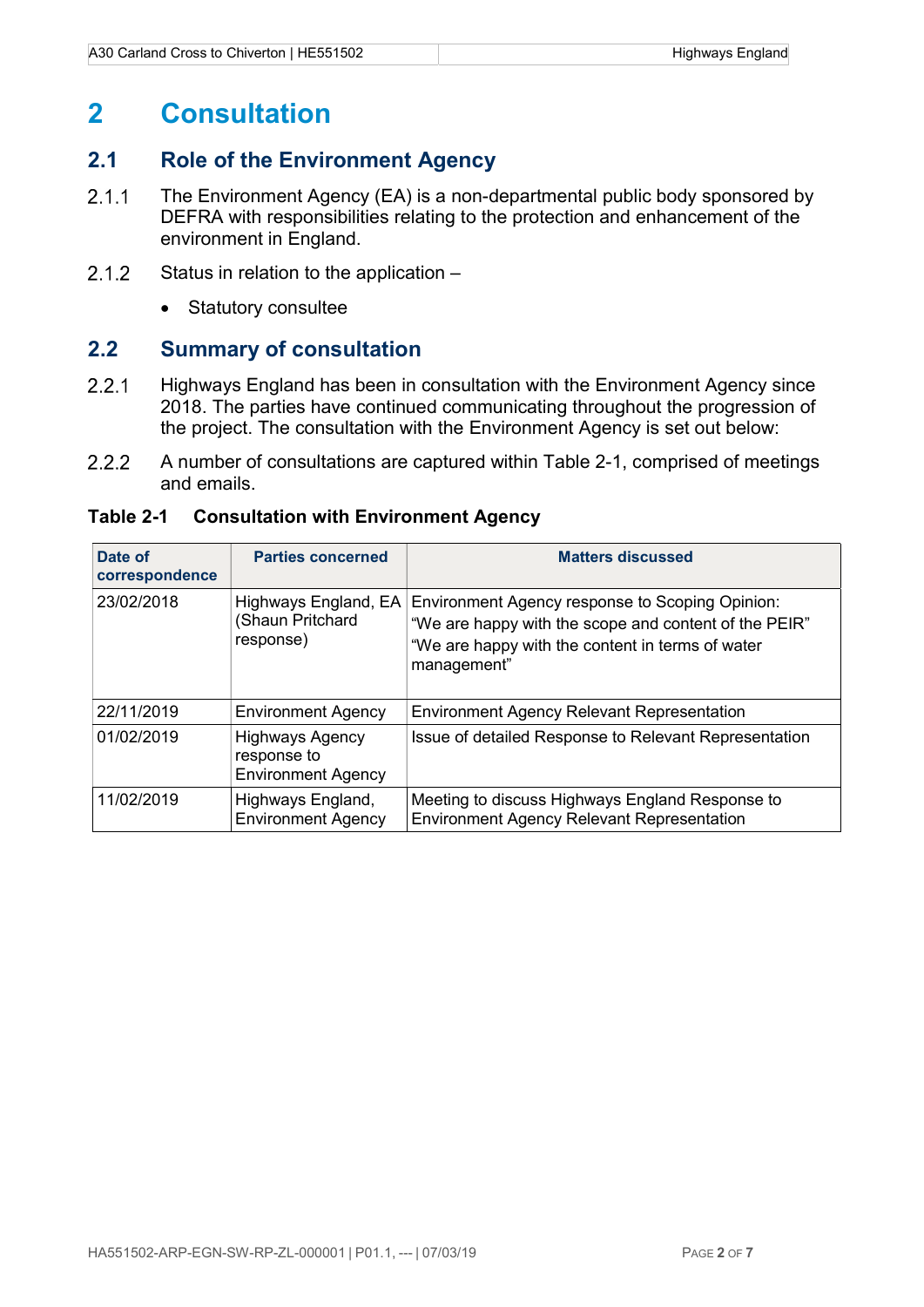# 2 Consultation

## 2.1 Role of the Environment Agency

2.1.1 The Environment Agency (EA) is a non-departmental public body sponsored by DEFRA with responsibilities relating to the protection and enhancement of the environment in England.

2.1.2 Status in relation to the application –

- Statutory consultee

## 2.2 Summary of consultation

2.2.1 Highways England has been in consultation with the Environment Agency since 2018. The parties have continued communicating throughout the progression of the project. The consultation with the Environment Agency is set out below:

2.2.2 A number of consultations are captured within Table 2-1, comprised of meetings and emails.

**Table 2-1 Consultation with Environment Agency**

| Date of correspondence | Parties concerned | Matters discussed |
|---|---|---|
| 23/02/2018 | Highways England, EA (Shaun Pritchard response) | Environment Agency response to Scoping Opinion: “We are happy with the scope and content of the PEIR” “We are happy with the content in terms of water management” |
| 22/11/2019 | Environment Agency | Environment Agency Relevant Representation |
| 01/02/2019 | Highways Agency response to Environment Agency | Issue of detailed Response to Relevant Representation |
| 11/02/2019 | Highways England, Environment Agency | Meeting to discuss Highways England Response to Environment Agency Relevant Representation |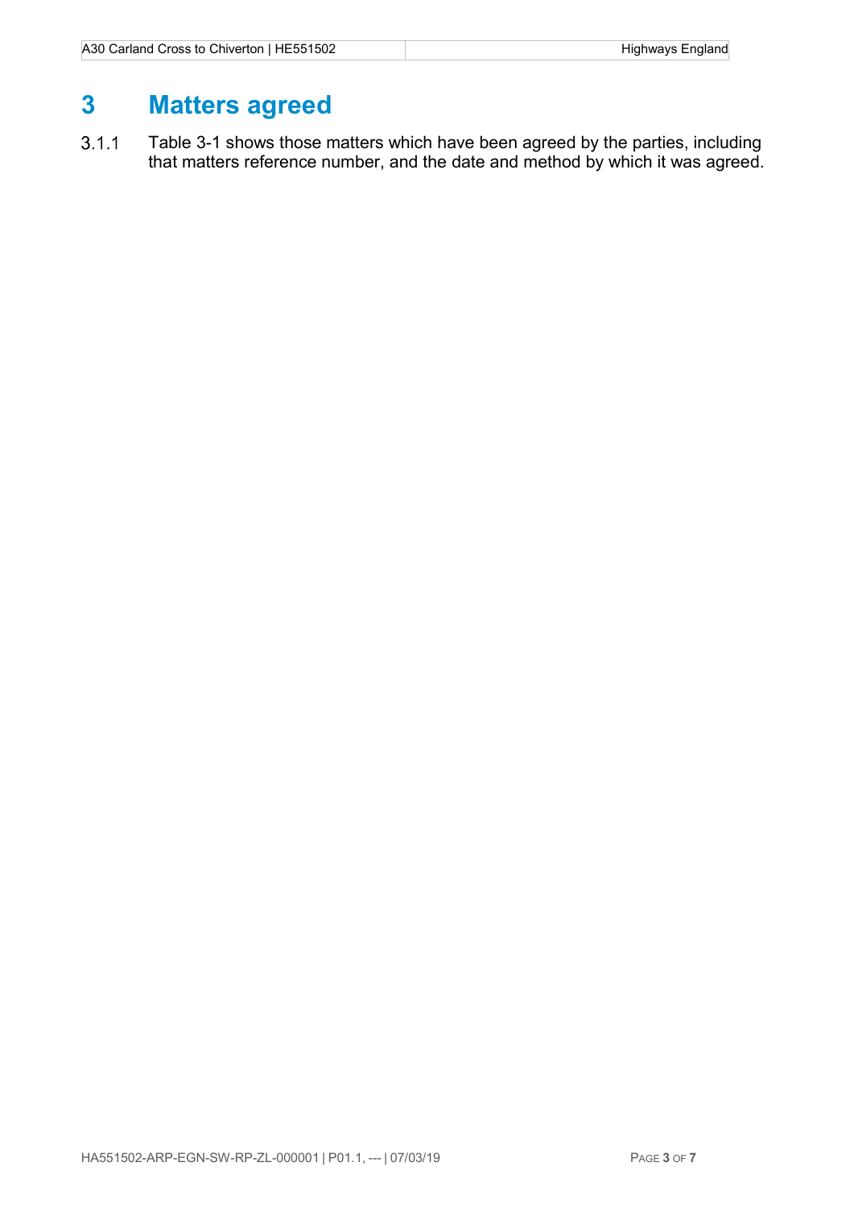# 3 Matters agreed

3.1.1 Table 3-1 shows those matters which have been agreed by the parties, including that matters reference number, and the date and method by which it was agreed.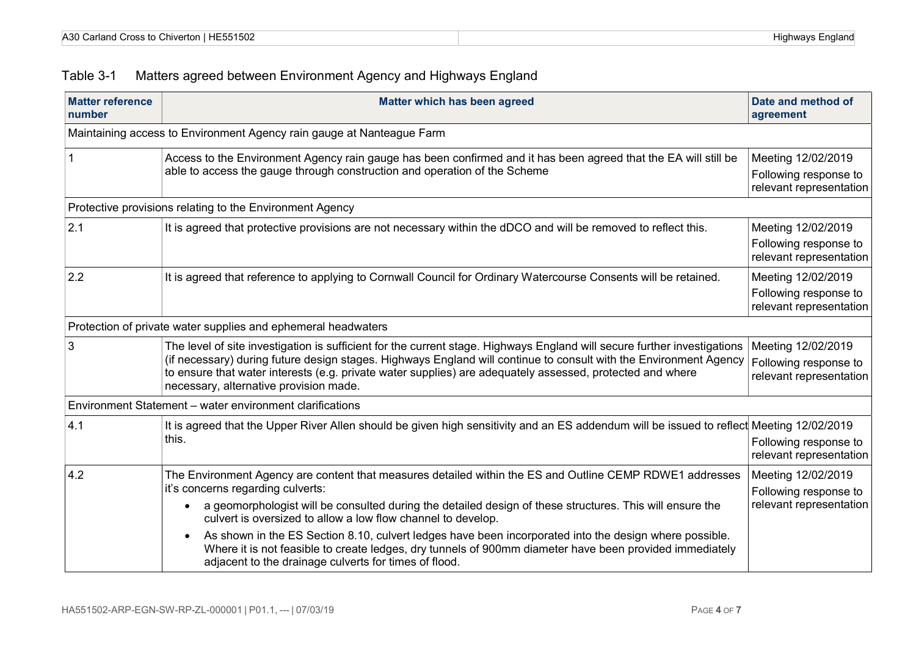Table 3-1 Matters agreed between Environment Agency and Highways England

| Matter reference number | Matter which has been agreed | Date and method of agreement |
|---|---|---|
| Maintaining access to Environment Agency rain gauge at Nanteague Farm | | |
| 1 | Access to the Environment Agency rain gauge has been confirmed and it has been agreed that the EA will still be able to access the gauge through construction and operation of the Scheme | Meeting 12/02/2019<br>Following response to relevant representation |
| Protective provisions relating to the Environment Agency | | |
| 2.1 | It is agreed that protective provisions are not necessary within the dDCO and will be removed to reflect this. | Meeting 12/02/2019<br>Following response to relevant representation |
| 2.2 | It is agreed that reference to applying to Cornwall Council for Ordinary Watercourse Consents will be retained. | Meeting 12/02/2019<br>Following response to relevant representation |
| Protection of private water supplies and ephemeral headwaters | | |
| 3 | The level of site investigation is sufficient for the current stage. Highways England will secure further investigations (if necessary) during future design stages. Highways England will continue to consult with the Environment Agency to ensure that water interests (e.g. private water supplies) are adequately assessed, protected and where necessary, alternative provision made. | Meeting 12/02/2019<br>Following response to relevant representation |
| Environment Statement – water environment clarifications | | |
| 4.1 | It is agreed that the Upper River Allen should be given high sensitivity and an ES addendum will be issued to reflect this. | Meeting 12/02/2019<br>Following response to relevant representation |
| 4.2 | The Environment Agency are content that measures detailed within the ES and Outline CEMP RDWE1 addresses it's concerns regarding culverts:<br>• a geomorphologist will be consulted during the detailed design of these structures. This will ensure the culvert is oversized to allow a low flow channel to develop.<br>• As shown in the ES Section 8.10, culvert ledges have been incorporated into the design where possible. Where it is not feasible to create ledges, dry tunnels of 900mm diameter have been provided immediately adjacent to the drainage culverts for times of flood. | Meeting 12/02/2019<br>Following response to relevant representation |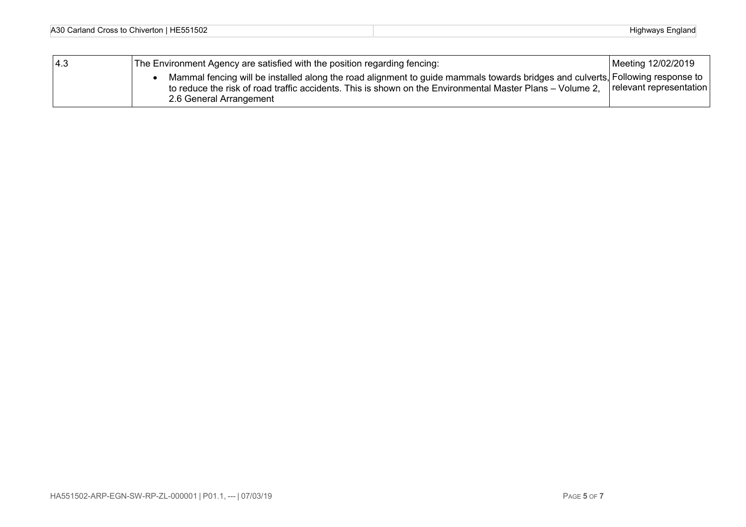| | | |
|---|---|---|
| 4.3 | The Environment Agency are satisfied with the position regarding fencing:<br><br>• Mammal fencing will be installed along the road alignment to guide mammals towards bridges and culverts, to reduce the risk of road traffic accidents. This is shown on the Environmental Master Plans – Volume 2, 2.6 General Arrangement | Meeting 12/02/2019<br><br>Following response to relevant representation |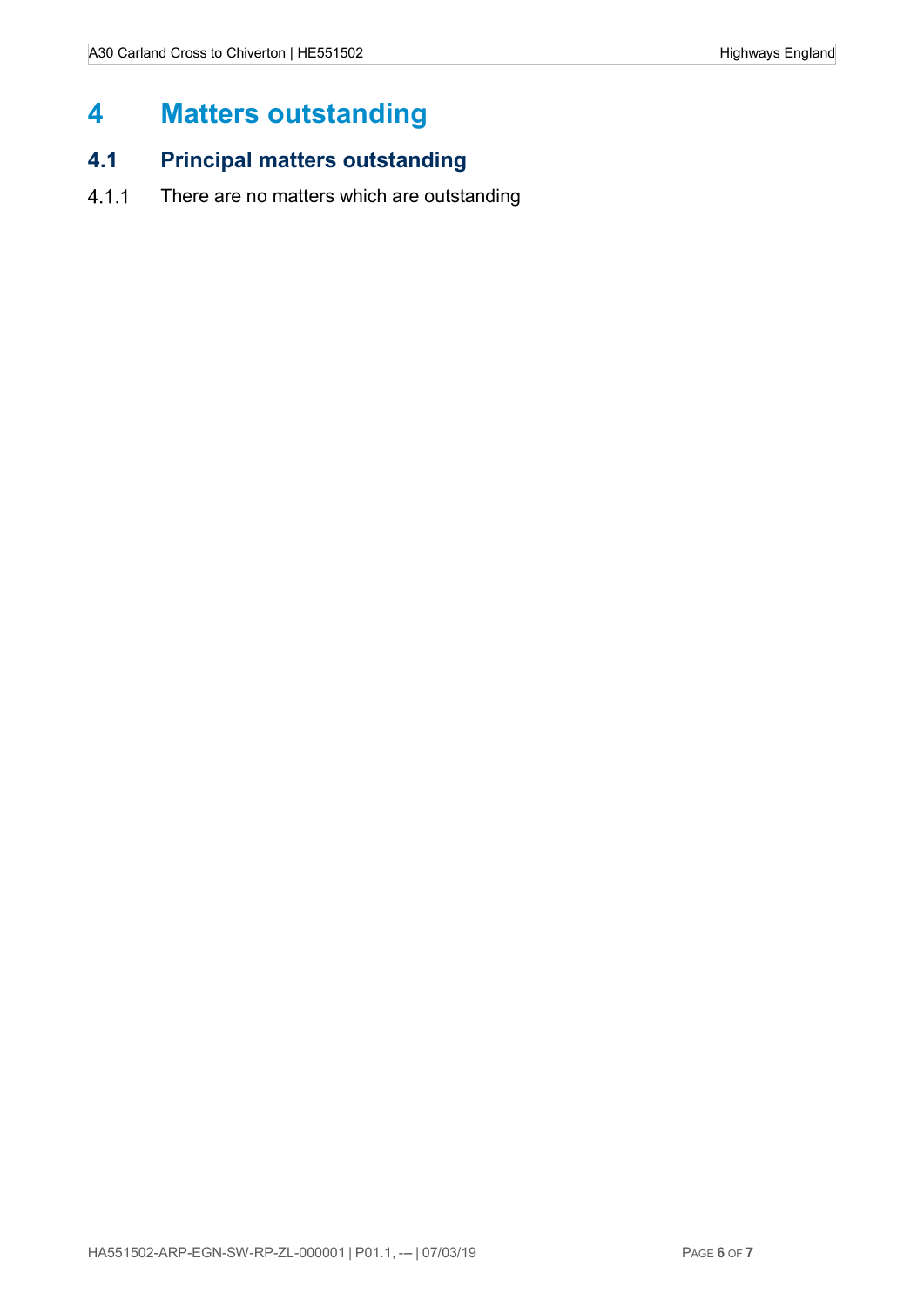# 4 Matters outstanding

## 4.1 Principal matters outstanding

4.1.1 There are no matters which are outstanding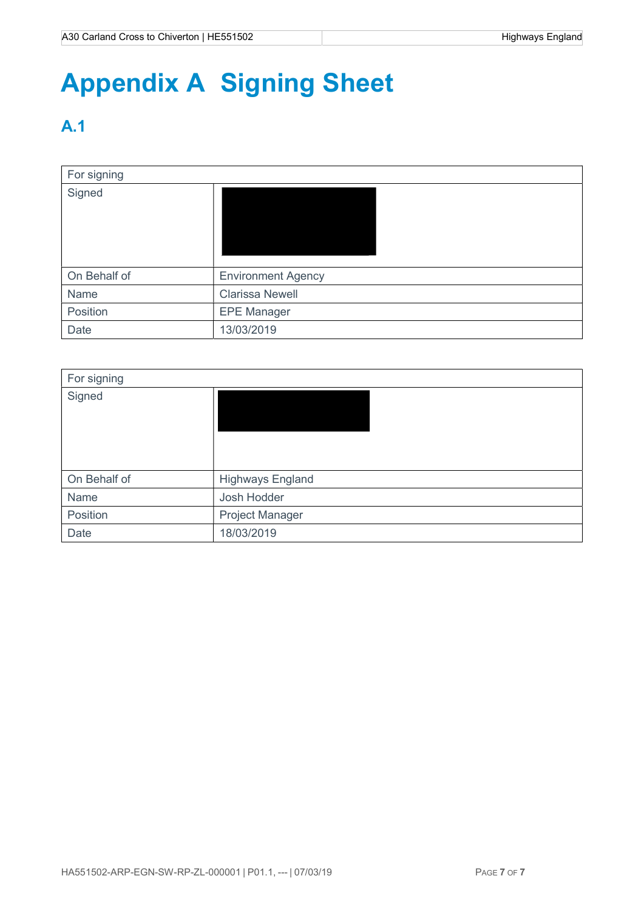# Appendix A Signing Sheet

## A.1

| For signing | |
|---|---|
| Signed | |
| On Behalf of | Environment Agency |
| Name | Clarissa Newell |
| Position | EPE Manager |
| Date | 13/03/2019 |

| For signing | |
|---|---|
| Signed | |
| On Behalf of | Highways England |
| Name | Josh Hodder |
| Position | Project Manager |
| Date | 18/03/2019 |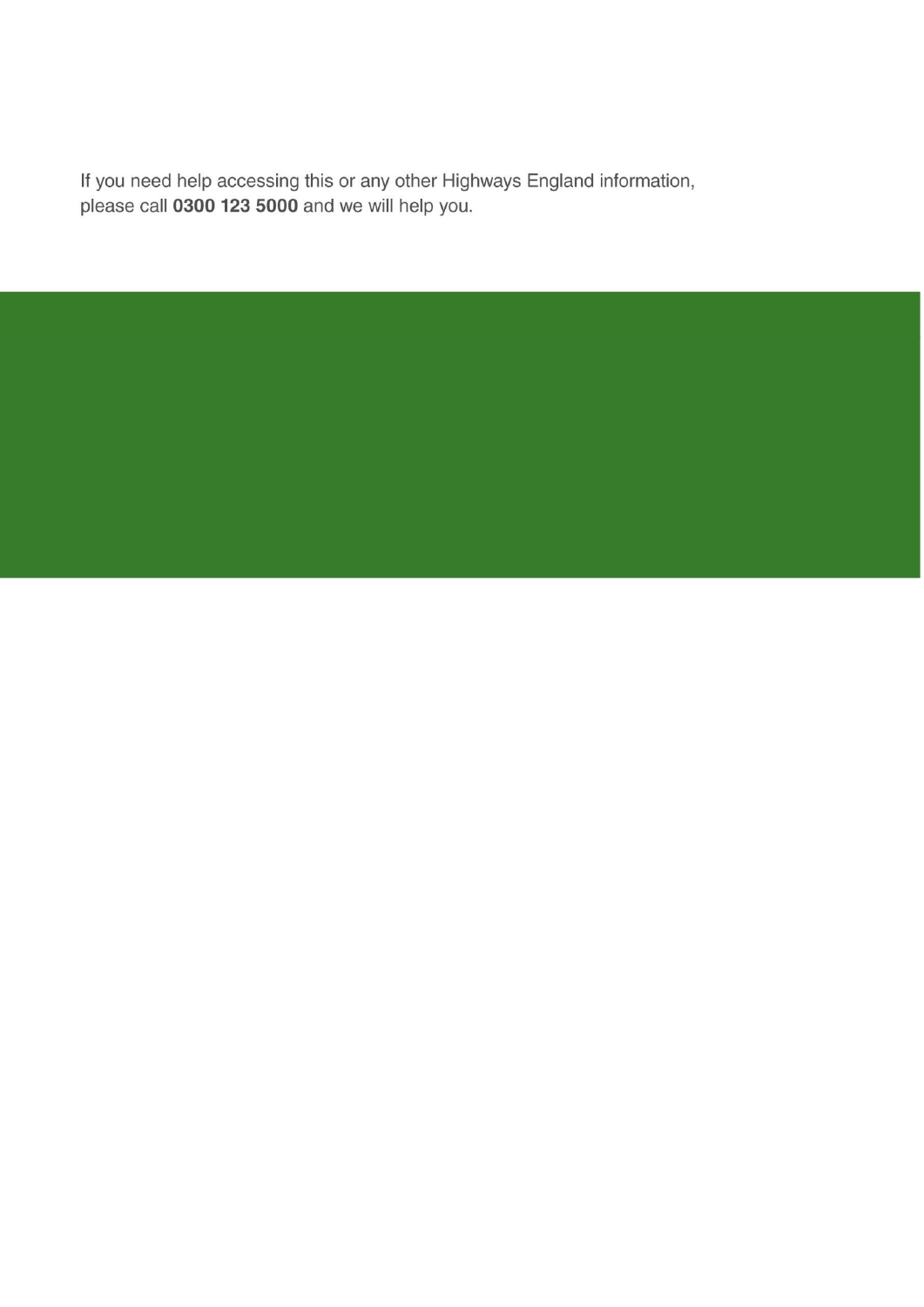If you need help accessing this or any other Highways England information, please call **0300 123 5000** and we will help you.